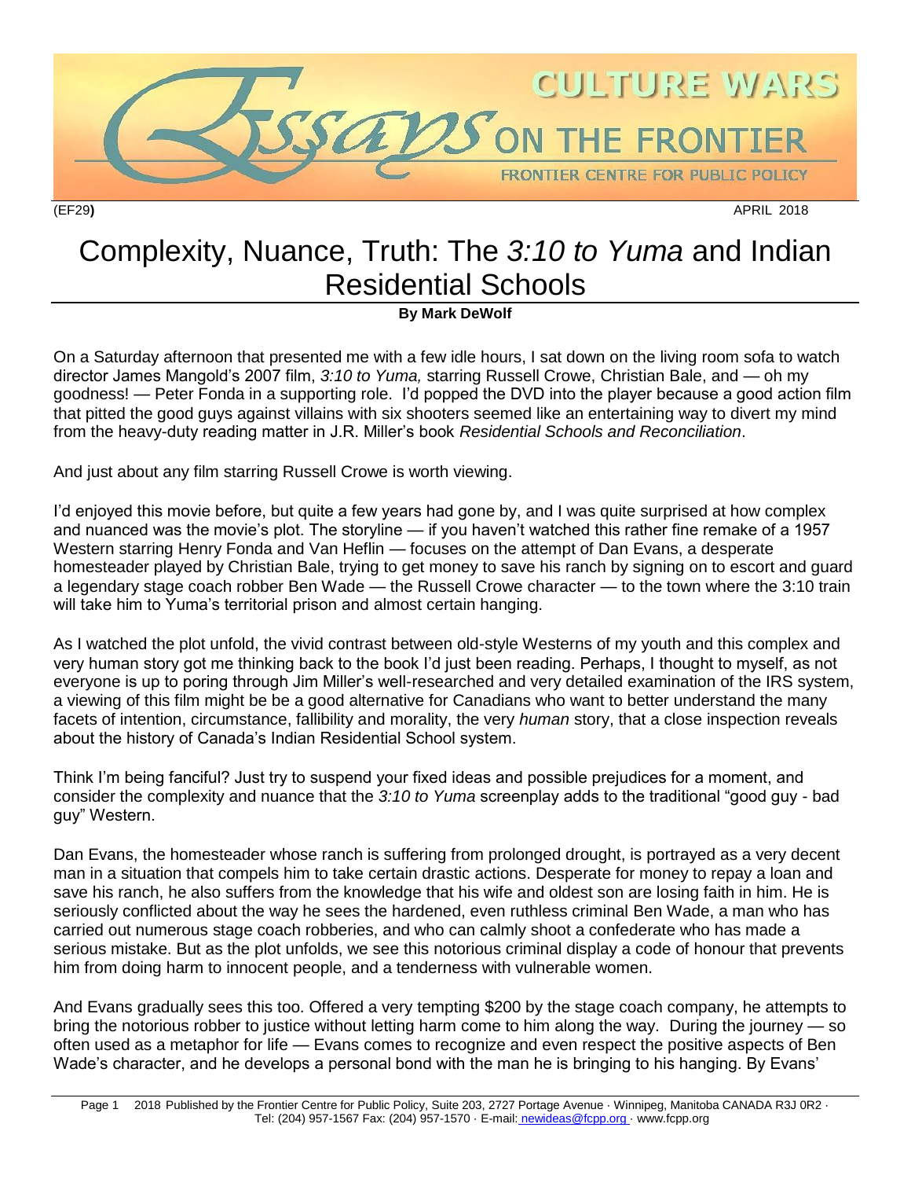(EF29) APRIL 2018

# Complexity, Nuance, Truth: The *3:10 to Yuma* and Indian Residential Schools

**By Mark DeWolf**

On a Saturday afternoon that presented me with a few idle hours, I sat down on the living room sofa to watch director James Mangold's 2007 film, *3:10 to Yuma,* starring Russell Crowe, Christian Bale, and — oh my goodness! — Peter Fonda in a supporting role. I'd popped the DVD into the player because a good action film that pitted the good guys against villains with six shooters seemed like an entertaining way to divert my mind from the heavy-duty reading matter in J.R. Miller's book *Residential Schools and Reconciliation*.

And just about any film starring Russell Crowe is worth viewing.

I'd enjoyed this movie before, but quite a few years had gone by, and I was quite surprised at how complex and nuanced was the movie's plot. The storyline — if you haven't watched this rather fine remake of a 1957 Western starring Henry Fonda and Van Heflin — focuses on the attempt of Dan Evans, a desperate homesteader played by Christian Bale, trying to get money to save his ranch by signing on to escort and guard a legendary stage coach robber Ben Wade — the Russell Crowe character — to the town where the 3:10 train will take him to Yuma's territorial prison and almost certain hanging.

As I watched the plot unfold, the vivid contrast between old-style Westerns of my youth and this complex and very human story got me thinking back to the book I'd just been reading. Perhaps, I thought to myself, as not everyone is up to poring through Jim Miller's well-researched and very detailed examination of the IRS system, a viewing of this film might be be a good alternative for Canadians who want to better understand the many facets of intention, circumstance, fallibility and morality, the very *human* story, that a close inspection reveals about the history of Canada's Indian Residential School system.

Think I'm being fanciful? Just try to suspend your fixed ideas and possible prejudices for a moment, and consider the complexity and nuance that the *3:10 to Yuma* screenplay adds to the traditional "good guy - bad guy" Western.

Dan Evans, the homesteader whose ranch is suffering from prolonged drought, is portrayed as a very decent man in a situation that compels him to take certain drastic actions. Desperate for money to repay a loan and save his ranch, he also suffers from the knowledge that his wife and oldest son are losing faith in him. He is seriously conflicted about the way he sees the hardened, even ruthless criminal Ben Wade, a man who has carried out numerous stage coach robberies, and who can calmly shoot a confederate who has made a serious mistake. But as the plot unfolds, we see this notorious criminal display a code of honour that prevents him from doing harm to innocent people, and a tenderness with vulnerable women.

And Evans gradually sees this too. Offered a very tempting $200 by the stage coach company, he attempts to bring the notorious robber to justice without letting harm come to him along the way. During the journey — so often used as a metaphor for life — Evans comes to recognize and even respect the positive aspects of Ben Wade's character, and he develops a personal bond with the man he is bringing to his hanging. By Evans'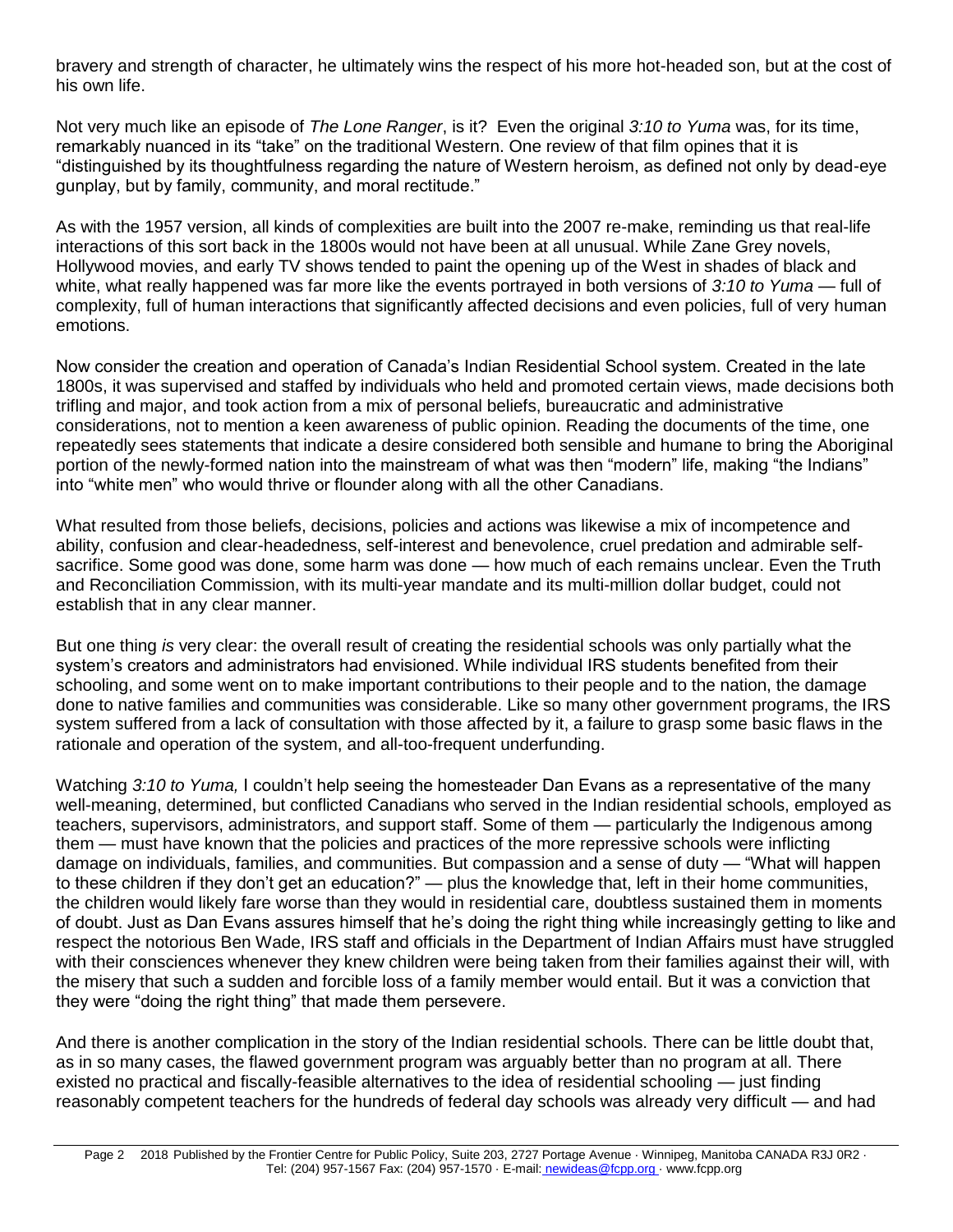bravery and strength of character, he ultimately wins the respect of his more hot-headed son, but at the cost of his own life.

Not very much like an episode of *The Lone Ranger*, is it? Even the original *3:10 to Yuma* was, for its time, remarkably nuanced in its "take" on the traditional Western. One review of that film opines that it is "distinguished by its thoughtfulness regarding the nature of Western heroism, as defined not only by dead-eye gunplay, but by family, community, and moral rectitude."

As with the 1957 version, all kinds of complexities are built into the 2007 re-make, reminding us that real-life interactions of this sort back in the 1800s would not have been at all unusual. While Zane Grey novels, Hollywood movies, and early TV shows tended to paint the opening up of the West in shades of black and white, what really happened was far more like the events portrayed in both versions of *3:10 to Yuma* — full of complexity, full of human interactions that significantly affected decisions and even policies, full of very human emotions.

Now consider the creation and operation of Canada's Indian Residential School system. Created in the late 1800s, it was supervised and staffed by individuals who held and promoted certain views, made decisions both trifling and major, and took action from a mix of personal beliefs, bureaucratic and administrative considerations, not to mention a keen awareness of public opinion. Reading the documents of the time, one repeatedly sees statements that indicate a desire considered both sensible and humane to bring the Aboriginal portion of the newly-formed nation into the mainstream of what was then "modern" life, making "the Indians" into "white men" who would thrive or flounder along with all the other Canadians.

What resulted from those beliefs, decisions, policies and actions was likewise a mix of incompetence and ability, confusion and clear-headedness, self-interest and benevolence, cruel predation and admirable self-sacrifice. Some good was done, some harm was done — how much of each remains unclear. Even the Truth and Reconciliation Commission, with its multi-year mandate and its multi-million dollar budget, could not establish that in any clear manner.

But one thing *is* very clear: the overall result of creating the residential schools was only partially what the system's creators and administrators had envisioned. While individual IRS students benefited from their schooling, and some went on to make important contributions to their people and to the nation, the damage done to native families and communities was considerable. Like so many other government programs, the IRS system suffered from a lack of consultation with those affected by it, a failure to grasp some basic flaws in the rationale and operation of the system, and all-too-frequent underfunding.

Watching *3:10 to Yuma,* I couldn't help seeing the homesteader Dan Evans as a representative of the many well-meaning, determined, but conflicted Canadians who served in the Indian residential schools, employed as teachers, supervisors, administrators, and support staff. Some of them — particularly the Indigenous among them — must have known that the policies and practices of the more repressive schools were inflicting damage on individuals, families, and communities. But compassion and a sense of duty — "What will happen to these children if they don't get an education?" — plus the knowledge that, left in their home communities, the children would likely fare worse than they would in residential care, doubtless sustained them in moments of doubt. Just as Dan Evans assures himself that he's doing the right thing while increasingly getting to like and respect the notorious Ben Wade, IRS staff and officials in the Department of Indian Affairs must have struggled with their consciences whenever they knew children were being taken from their families against their will, with the misery that such a sudden and forcible loss of a family member would entail. But it was a conviction that they were "doing the right thing" that made them persevere.

And there is another complication in the story of the Indian residential schools. There can be little doubt that, as in so many cases, the flawed government program was arguably better than no program at all. There existed no practical and fiscally-feasible alternatives to the idea of residential schooling — just finding reasonably competent teachers for the hundreds of federal day schools was already very difficult — and had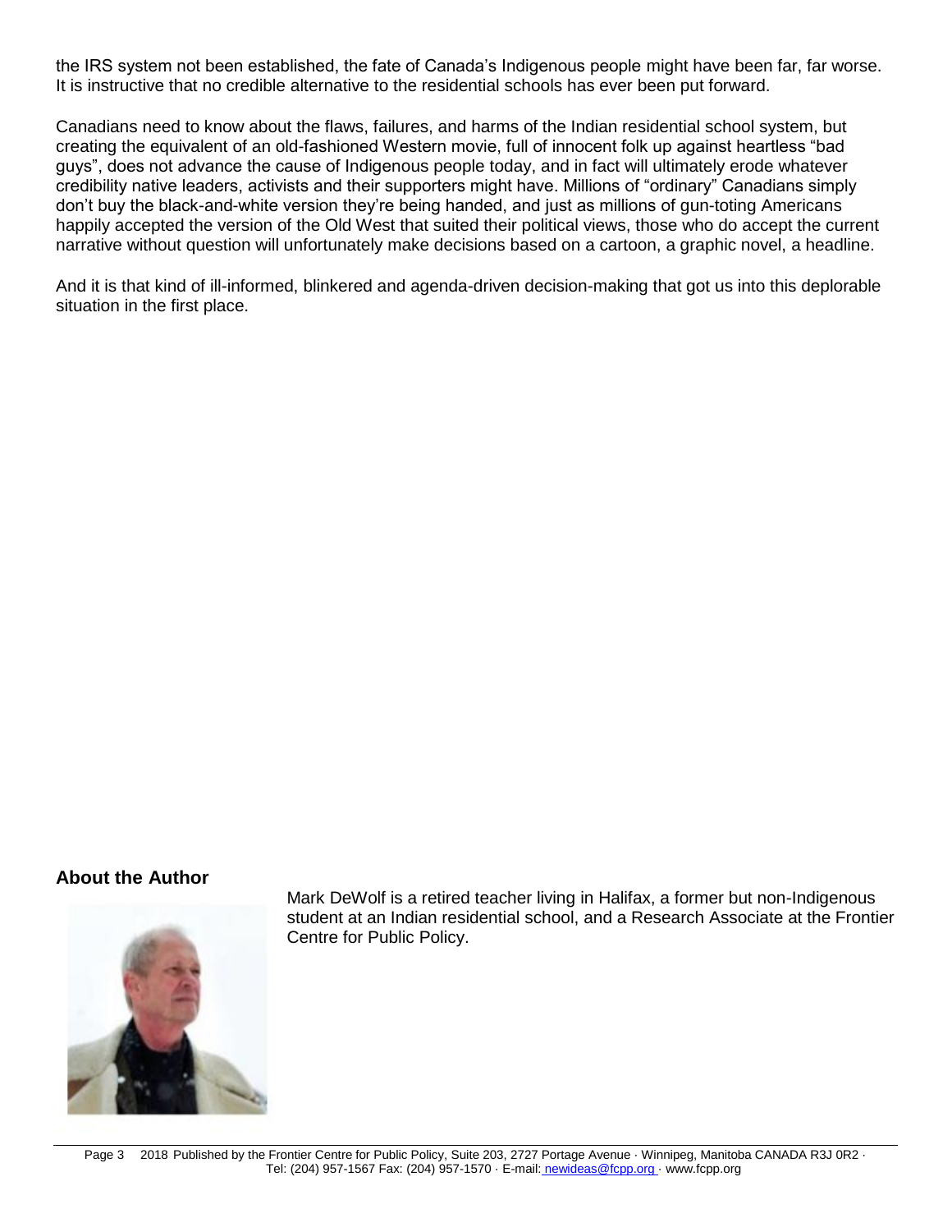the IRS system not been established, the fate of Canada's Indigenous people might have been far, far worse. It is instructive that no credible alternative to the residential schools has ever been put forward.

Canadians need to know about the flaws, failures, and harms of the Indian residential school system, but creating the equivalent of an old-fashioned Western movie, full of innocent folk up against heartless "bad guys", does not advance the cause of Indigenous people today, and in fact will ultimately erode whatever credibility native leaders, activists and their supporters might have. Millions of "ordinary" Canadians simply don't buy the black-and-white version they're being handed, and just as millions of gun-toting Americans happily accepted the version of the Old West that suited their political views, those who do accept the current narrative without question will unfortunately make decisions based on a cartoon, a graphic novel, a headline.

And it is that kind of ill-informed, blinkered and agenda-driven decision-making that got us into this deplorable situation in the first place.

## About the Author

Mark DeWolf is a retired teacher living in Halifax, a former but non-Indigenous student at an Indian residential school, and a Research Associate at the Frontier Centre for Public Policy.